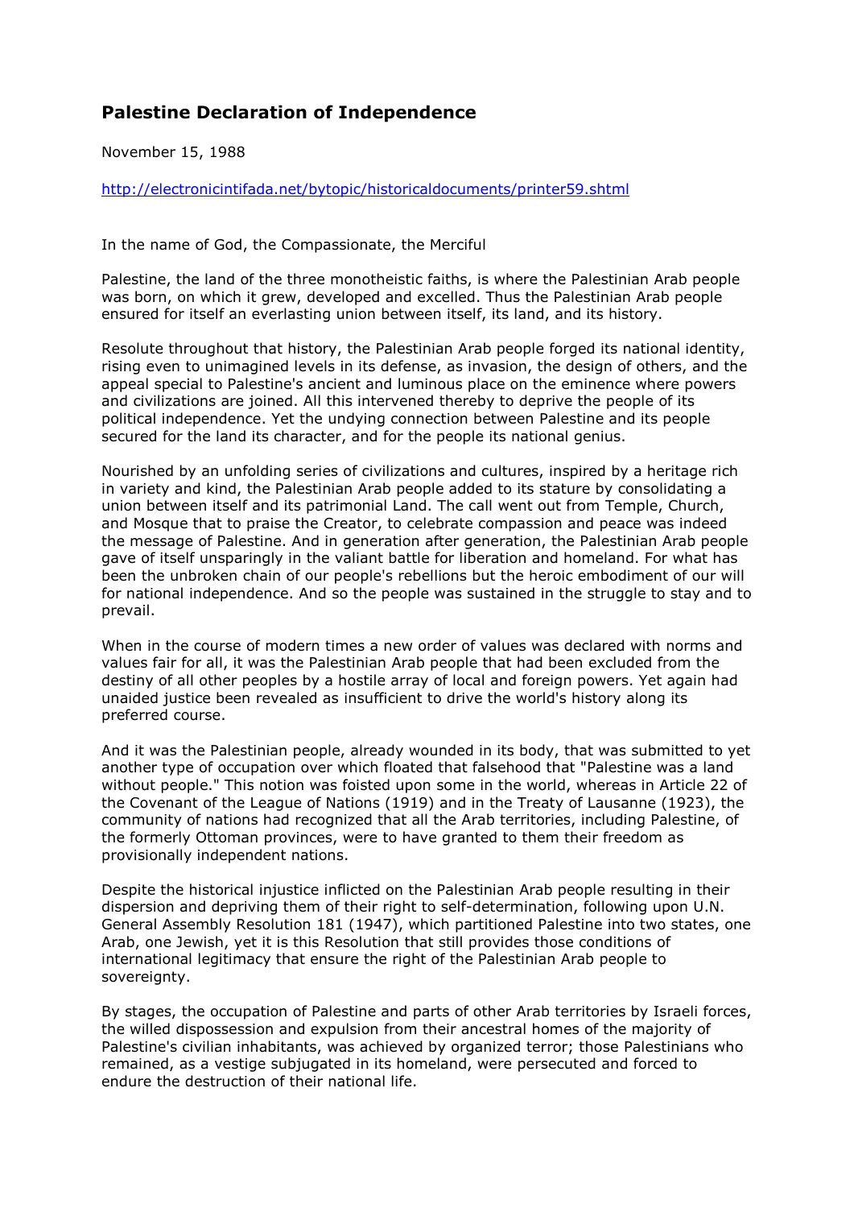## Palestine Declaration of Independence

November 15, 1988

http://electronicintifada.net/bytopic/historicaldocuments/printer59.shtml

In the name of God, the Compassionate, the Merciful

Palestine, the land of the three monotheistic faiths, is where the Palestinian Arab people was born, on which it grew, developed and excelled. Thus the Palestinian Arab people ensured for itself an everlasting union between itself, its land, and its history.

Resolute throughout that history, the Palestinian Arab people forged its national identity, rising even to unimagined levels in its defense, as invasion, the design of others, and the appeal special to Palestine's ancient and luminous place on the eminence where powers and civilizations are joined. All this intervened thereby to deprive the people of its political independence. Yet the undying connection between Palestine and its people secured for the land its character, and for the people its national genius.

Nourished by an unfolding series of civilizations and cultures, inspired by a heritage rich in variety and kind, the Palestinian Arab people added to its stature by consolidating a union between itself and its patrimonial Land. The call went out from Temple, Church, and Mosque that to praise the Creator, to celebrate compassion and peace was indeed the message of Palestine. And in generation after generation, the Palestinian Arab people gave of itself unsparingly in the valiant battle for liberation and homeland. For what has been the unbroken chain of our people's rebellions but the heroic embodiment of our will for national independence. And so the people was sustained in the struggle to stay and to prevail.

When in the course of modern times a new order of values was declared with norms and values fair for all, it was the Palestinian Arab people that had been excluded from the destiny of all other peoples by a hostile array of local and foreign powers. Yet again had unaided justice been revealed as insufficient to drive the world's history along its preferred course.

And it was the Palestinian people, already wounded in its body, that was submitted to yet another type of occupation over which floated that falsehood that "Palestine was a land without people." This notion was foisted upon some in the world, whereas in Article 22 of the Covenant of the League of Nations (1919) and in the Treaty of Lausanne (1923), the community of nations had recognized that all the Arab territories, including Palestine, of the formerly Ottoman provinces, were to have granted to them their freedom as provisionally independent nations.

Despite the historical injustice inflicted on the Palestinian Arab people resulting in their dispersion and depriving them of their right to self-determination, following upon U.N. General Assembly Resolution 181 (1947), which partitioned Palestine into two states, one Arab, one Jewish, yet it is this Resolution that still provides those conditions of international legitimacy that ensure the right of the Palestinian Arab people to sovereignty.

By stages, the occupation of Palestine and parts of other Arab territories by Israeli forces, the willed dispossession and expulsion from their ancestral homes of the majority of Palestine's civilian inhabitants, was achieved by organized terror; those Palestinians who remained, as a vestige subjugated in its homeland, were persecuted and forced to endure the destruction of their national life.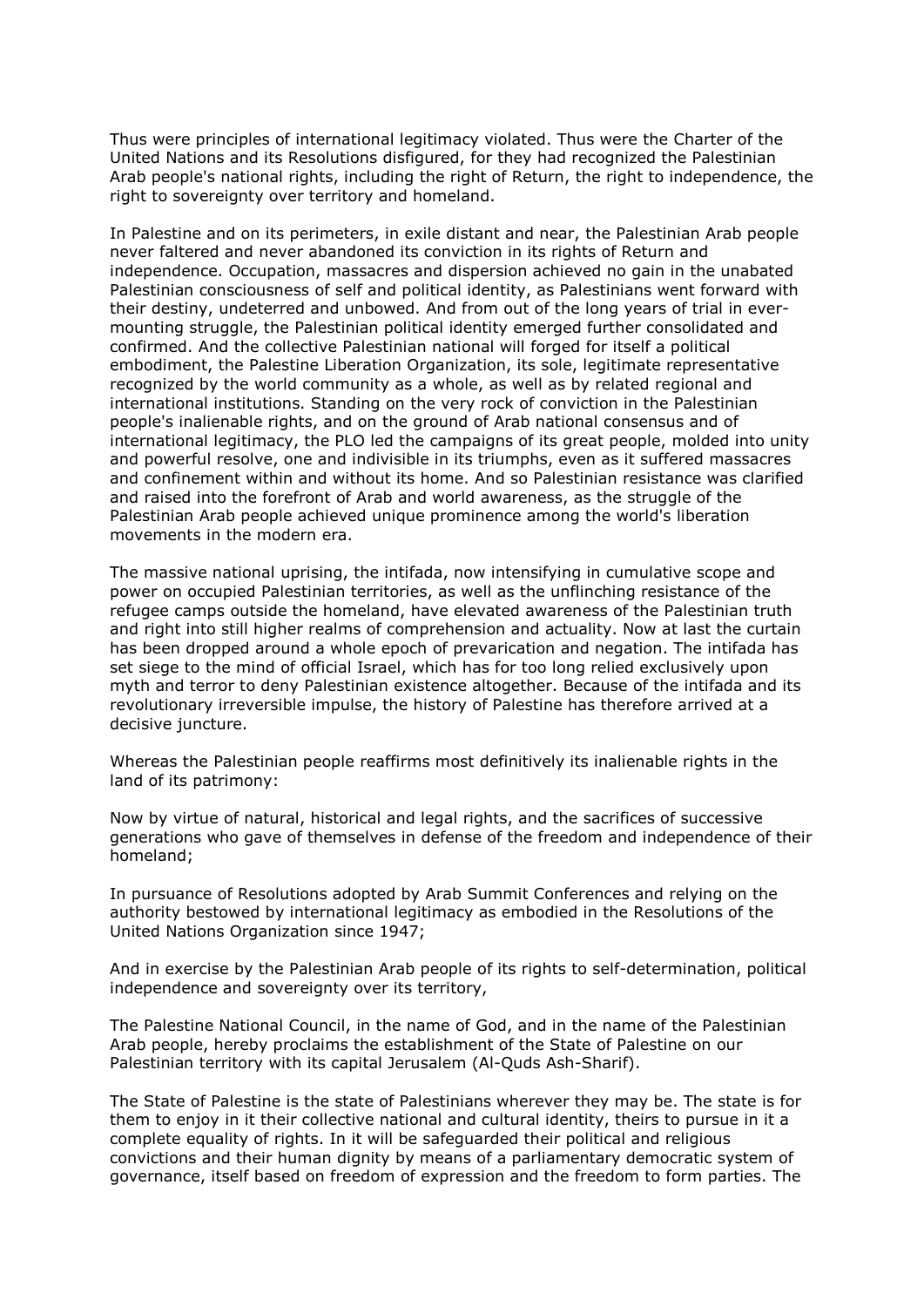Thus were principles of international legitimacy violated. Thus were the Charter of the United Nations and its Resolutions disfigured, for they had recognized the Palestinian Arab people's national rights, including the right of Return, the right to independence, the right to sovereignty over territory and homeland.

In Palestine and on its perimeters, in exile distant and near, the Palestinian Arab people never faltered and never abandoned its conviction in its rights of Return and independence. Occupation, massacres and dispersion achieved no gain in the unabated Palestinian consciousness of self and political identity, as Palestinians went forward with their destiny, undeterred and unbowed. And from out of the long years of trial in ever-mounting struggle, the Palestinian political identity emerged further consolidated and confirmed. And the collective Palestinian national will forged for itself a political embodiment, the Palestine Liberation Organization, its sole, legitimate representative recognized by the world community as a whole, as well as by related regional and international institutions. Standing on the very rock of conviction in the Palestinian people's inalienable rights, and on the ground of Arab national consensus and of international legitimacy, the PLO led the campaigns of its great people, molded into unity and powerful resolve, one and indivisible in its triumphs, even as it suffered massacres and confinement within and without its home. And so Palestinian resistance was clarified and raised into the forefront of Arab and world awareness, as the struggle of the Palestinian Arab people achieved unique prominence among the world's liberation movements in the modern era.

The massive national uprising, the intifada, now intensifying in cumulative scope and power on occupied Palestinian territories, as well as the unflinching resistance of the refugee camps outside the homeland, have elevated awareness of the Palestinian truth and right into still higher realms of comprehension and actuality. Now at last the curtain has been dropped around a whole epoch of prevarication and negation. The intifada has set siege to the mind of official Israel, which has for too long relied exclusively upon myth and terror to deny Palestinian existence altogether. Because of the intifada and its revolutionary irreversible impulse, the history of Palestine has therefore arrived at a decisive juncture.

Whereas the Palestinian people reaffirms most definitively its inalienable rights in the land of its patrimony:

Now by virtue of natural, historical and legal rights, and the sacrifices of successive generations who gave of themselves in defense of the freedom and independence of their homeland;

In pursuance of Resolutions adopted by Arab Summit Conferences and relying on the authority bestowed by international legitimacy as embodied in the Resolutions of the United Nations Organization since 1947;

And in exercise by the Palestinian Arab people of its rights to self-determination, political independence and sovereignty over its territory,

The Palestine National Council, in the name of God, and in the name of the Palestinian Arab people, hereby proclaims the establishment of the State of Palestine on our Palestinian territory with its capital Jerusalem (Al-Quds Ash-Sharif).

The State of Palestine is the state of Palestinians wherever they may be. The state is for them to enjoy in it their collective national and cultural identity, theirs to pursue in it a complete equality of rights. In it will be safeguarded their political and religious convictions and their human dignity by means of a parliamentary democratic system of governance, itself based on freedom of expression and the freedom to form parties. The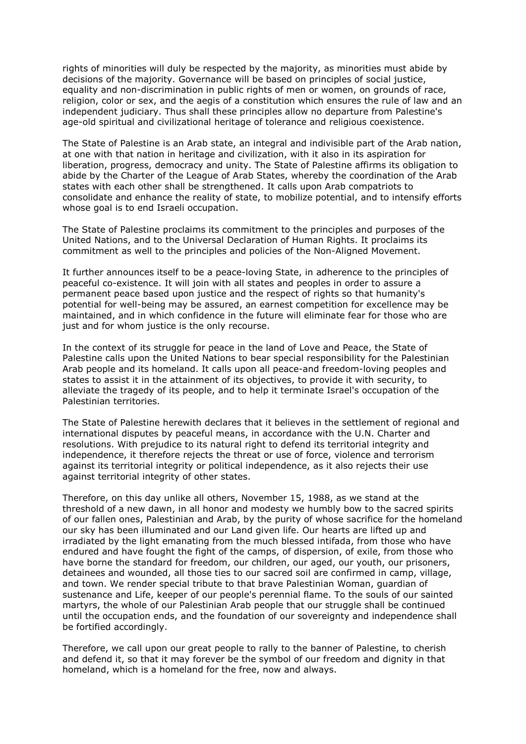rights of minorities will duly be respected by the majority, as minorities must abide by decisions of the majority. Governance will be based on principles of social justice, equality and non-discrimination in public rights of men or women, on grounds of race, religion, color or sex, and the aegis of a constitution which ensures the rule of law and an independent judiciary. Thus shall these principles allow no departure from Palestine's age-old spiritual and civilizational heritage of tolerance and religious coexistence.

The State of Palestine is an Arab state, an integral and indivisible part of the Arab nation, at one with that nation in heritage and civilization, with it also in its aspiration for liberation, progress, democracy and unity. The State of Palestine affirms its obligation to abide by the Charter of the League of Arab States, whereby the coordination of the Arab states with each other shall be strengthened. It calls upon Arab compatriots to consolidate and enhance the reality of state, to mobilize potential, and to intensify efforts whose goal is to end Israeli occupation.

The State of Palestine proclaims its commitment to the principles and purposes of the United Nations, and to the Universal Declaration of Human Rights. It proclaims its commitment as well to the principles and policies of the Non-Aligned Movement.

It further announces itself to be a peace-loving State, in adherence to the principles of peaceful co-existence. It will join with all states and peoples in order to assure a permanent peace based upon justice and the respect of rights so that humanity's potential for well-being may be assured, an earnest competition for excellence may be maintained, and in which confidence in the future will eliminate fear for those who are just and for whom justice is the only recourse.

In the context of its struggle for peace in the land of Love and Peace, the State of Palestine calls upon the United Nations to bear special responsibility for the Palestinian Arab people and its homeland. It calls upon all peace-and freedom-loving peoples and states to assist it in the attainment of its objectives, to provide it with security, to alleviate the tragedy of its people, and to help it terminate Israel's occupation of the Palestinian territories.

The State of Palestine herewith declares that it believes in the settlement of regional and international disputes by peaceful means, in accordance with the U.N. Charter and resolutions. With prejudice to its natural right to defend its territorial integrity and independence, it therefore rejects the threat or use of force, violence and terrorism against its territorial integrity or political independence, as it also rejects their use against territorial integrity of other states.

Therefore, on this day unlike all others, November 15, 1988, as we stand at the threshold of a new dawn, in all honor and modesty we humbly bow to the sacred spirits of our fallen ones, Palestinian and Arab, by the purity of whose sacrifice for the homeland our sky has been illuminated and our Land given life. Our hearts are lifted up and irradiated by the light emanating from the much blessed intifada, from those who have endured and have fought the fight of the camps, of dispersion, of exile, from those who have borne the standard for freedom, our children, our aged, our youth, our prisoners, detainees and wounded, all those ties to our sacred soil are confirmed in camp, village, and town. We render special tribute to that brave Palestinian Woman, guardian of sustenance and Life, keeper of our people's perennial flame. To the souls of our sainted martyrs, the whole of our Palestinian Arab people that our struggle shall be continued until the occupation ends, and the foundation of our sovereignty and independence shall be fortified accordingly.

Therefore, we call upon our great people to rally to the banner of Palestine, to cherish and defend it, so that it may forever be the symbol of our freedom and dignity in that homeland, which is a homeland for the free, now and always.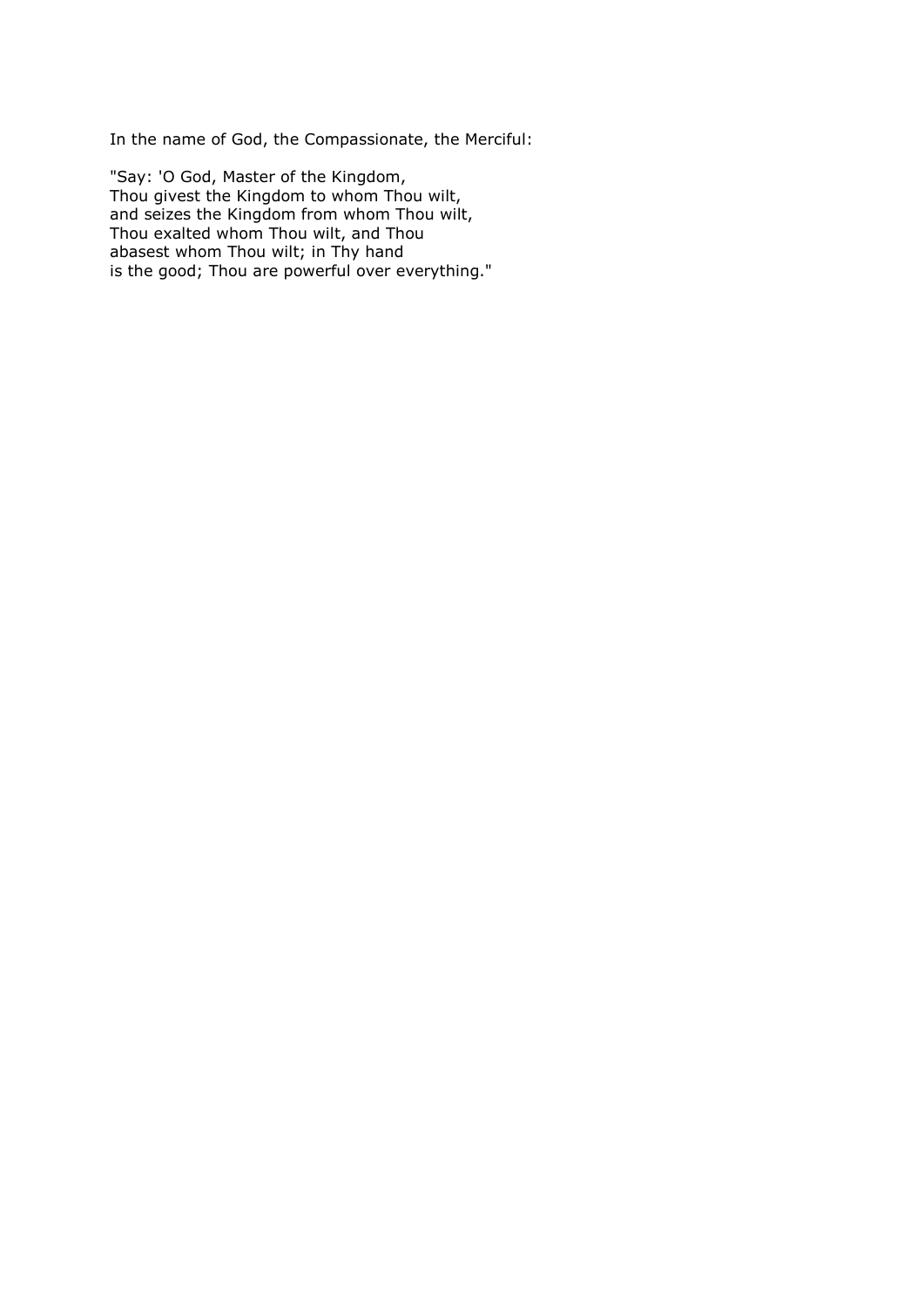In the name of God, the Compassionate, the Merciful:

"Say: 'O God, Master of the Kingdom,
Thou givest the Kingdom to whom Thou wilt,
and seizes the Kingdom from whom Thou wilt,
Thou exalted whom Thou wilt, and Thou
abasest whom Thou wilt; in Thy hand
is the good; Thou are powerful over everything."